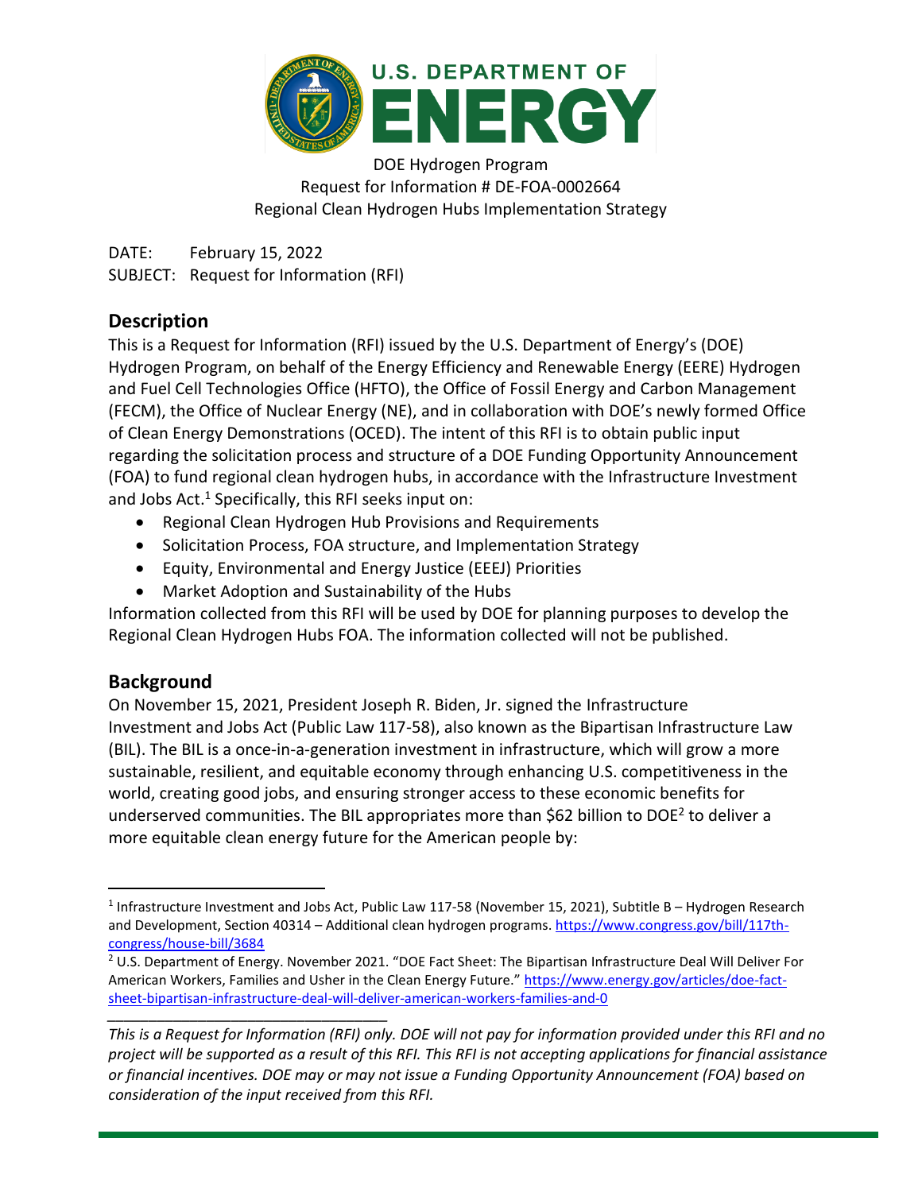DOE Hydrogen Program
Request for Information # DE-FOA-0002664
Regional Clean Hydrogen Hubs Implementation Strategy

DATE: February 15, 2022
SUBJECT: Request for Information (RFI)

## Description

This is a Request for Information (RFI) issued by the U.S. Department of Energy's (DOE) Hydrogen Program, on behalf of the Energy Efficiency and Renewable Energy (EERE) Hydrogen and Fuel Cell Technologies Office (HFTO), the Office of Fossil Energy and Carbon Management (FECM), the Office of Nuclear Energy (NE), and in collaboration with DOE's newly formed Office of Clean Energy Demonstrations (OCED). The intent of this RFI is to obtain public input regarding the solicitation process and structure of a DOE Funding Opportunity Announcement (FOA) to fund regional clean hydrogen hubs, in accordance with the Infrastructure Investment and Jobs Act.[1] Specifically, this RFI seeks input on:

- Regional Clean Hydrogen Hub Provisions and Requirements
- Solicitation Process, FOA structure, and Implementation Strategy
- Equity, Environmental and Energy Justice (EEEJ) Priorities
- Market Adoption and Sustainability of the Hubs

Information collected from this RFI will be used by DOE for planning purposes to develop the Regional Clean Hydrogen Hubs FOA. The information collected will not be published.

## Background

On November 15, 2021, President Joseph R. Biden, Jr. signed the Infrastructure Investment and Jobs Act (Public Law 117-58), also known as the Bipartisan Infrastructure Law (BIL). The BIL is a once-in-a-generation investment in infrastructure, which will grow a more sustainable, resilient, and equitable economy through enhancing U.S. competitiveness in the world, creating good jobs, and ensuring stronger access to these economic benefits for underserved communities. The BIL appropriates more than $62 billion to DOE[2] to deliver a more equitable clean energy future for the American people by:

[1] Infrastructure Investment and Jobs Act, Public Law 117-58 (November 15, 2021), Subtitle B – Hydrogen Research and Development, Section 40314 – Additional clean hydrogen programs. https://www.congress.gov/bill/117th-congress/house-bill/3684

[2] U.S. Department of Energy. November 2021. "DOE Fact Sheet: The Bipartisan Infrastructure Deal Will Deliver For American Workers, Families and Usher in the Clean Energy Future." https://www.energy.gov/articles/doe-fact-sheet-bipartisan-infrastructure-deal-will-deliver-american-workers-families-and-0

*This is a Request for Information (RFI) only. DOE will not pay for information provided under this RFI and no project will be supported as a result of this RFI. This RFI is not accepting applications for financial assistance or financial incentives. DOE may or may not issue a Funding Opportunity Announcement (FOA) based on consideration of the input received from this RFI.*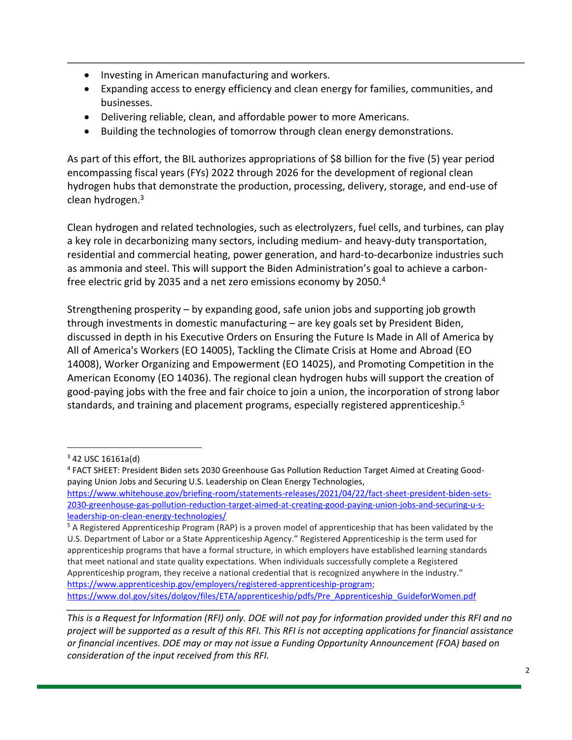- Investing in American manufacturing and workers.
- Expanding access to energy efficiency and clean energy for families, communities, and businesses.
- Delivering reliable, clean, and affordable power to more Americans.
- Building the technologies of tomorrow through clean energy demonstrations.

As part of this effort, the BIL authorizes appropriations of $8 billion for the five (5) year period encompassing fiscal years (FYs) 2022 through 2026 for the development of regional clean hydrogen hubs that demonstrate the production, processing, delivery, storage, and end-use of clean hydrogen.[3]

Clean hydrogen and related technologies, such as electrolyzers, fuel cells, and turbines, can play a key role in decarbonizing many sectors, including medium- and heavy-duty transportation, residential and commercial heating, power generation, and hard-to-decarbonize industries such as ammonia and steel. This will support the Biden Administration's goal to achieve a carbon-free electric grid by 2035 and a net zero emissions economy by 2050.[4]

Strengthening prosperity – by expanding good, safe union jobs and supporting job growth through investments in domestic manufacturing – are key goals set by President Biden, discussed in depth in his Executive Orders on Ensuring the Future Is Made in All of America by All of America's Workers (EO 14005), Tackling the Climate Crisis at Home and Abroad (EO 14008), Worker Organizing and Empowerment (EO 14025), and Promoting Competition in the American Economy (EO 14036). The regional clean hydrogen hubs will support the creation of good-paying jobs with the free and fair choice to join a union, the incorporation of strong labor standards, and training and placement programs, especially registered apprenticeship.[5]

---

[3] 42 USC 16161a(d)

[4] FACT SHEET: President Biden sets 2030 Greenhouse Gas Pollution Reduction Target Aimed at Creating Good-paying Union Jobs and Securing U.S. Leadership on Clean Energy Technologies, https://www.whitehouse.gov/briefing-room/statements-releases/2021/04/22/fact-sheet-president-biden-sets-2030-greenhouse-gas-pollution-reduction-target-aimed-at-creating-good-paying-union-jobs-and-securing-u-s-leadership-on-clean-energy-technologies/

[5] A Registered Apprenticeship Program (RAP) is a proven model of apprenticeship that has been validated by the U.S. Department of Labor or a State Apprenticeship Agency." Registered Apprenticeship is the term used for apprenticeship programs that have a formal structure, in which employers have established learning standards that meet national and state quality expectations. When individuals successfully complete a Registered Apprenticeship program, they receive a national credential that is recognized anywhere in the industry." https://www.apprenticeship.gov/employers/registered-apprenticeship-program; https://www.dol.gov/sites/dolgov/files/ETA/apprenticeship/pdfs/Pre_Apprenticeship_GuideforWomen.pdf

---

*This is a Request for Information (RFI) only. DOE will not pay for information provided under this RFI and no project will be supported as a result of this RFI. This RFI is not accepting applications for financial assistance or financial incentives. DOE may or may not issue a Funding Opportunity Announcement (FOA) based on consideration of the input received from this RFI.*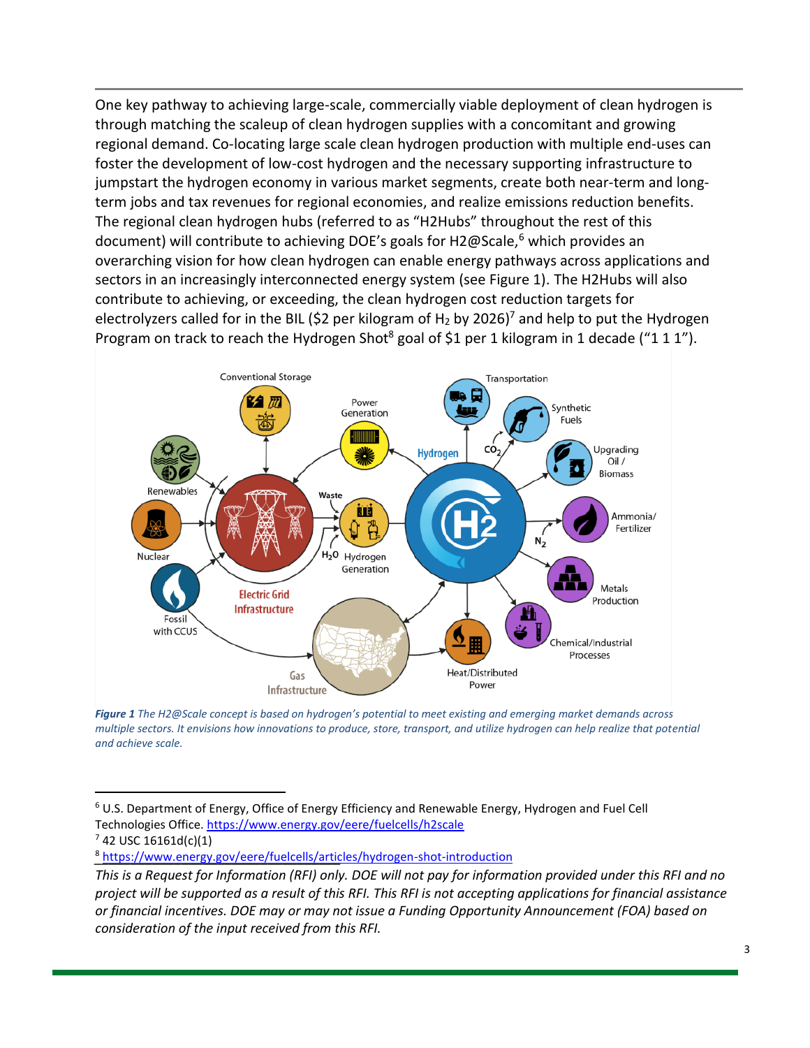One key pathway to achieving large-scale, commercially viable deployment of clean hydrogen is through matching the scaleup of clean hydrogen supplies with a concomitant and growing regional demand. Co-locating large scale clean hydrogen production with multiple end-uses can foster the development of low-cost hydrogen and the necessary supporting infrastructure to jumpstart the hydrogen economy in various market segments, create both near-term and long-term jobs and tax revenues for regional economies, and realize emissions reduction benefits. The regional clean hydrogen hubs (referred to as "H2Hubs" throughout the rest of this document) will contribute to achieving DOE's goals for H2@Scale,[6] which provides an overarching vision for how clean hydrogen can enable energy pathways across applications and sectors in an increasingly interconnected energy system (see Figure 1). The H2Hubs will also contribute to achieving, or exceeding, the clean hydrogen cost reduction targets for electrolyzers called for in the BIL ($2 per kilogram of $H_2$ by 2026)[7] and help to put the Hydrogen Program on track to reach the Hydrogen Shot[8] goal of $1 per 1 kilogram in 1 decade ("1 1 1").

***Figure 1*** *The H2@Scale concept is based on hydrogen's potential to meet existing and emerging market demands across multiple sectors. It envisions how innovations to produce, store, transport, and utilize hydrogen can help realize that potential and achieve scale.*

---

[6] U.S. Department of Energy, Office of Energy Efficiency and Renewable Energy, Hydrogen and Fuel Cell Technologies Office. https://www.energy.gov/eere/fuelcells/h2scale

[7] 42 USC 16161d(c)(1)

[8] https://www.energy.gov/eere/fuelcells/articles/hydrogen-shot-introduction

*This is a Request for Information (RFI) only. DOE will not pay for information provided under this RFI and no project will be supported as a result of this RFI. This RFI is not accepting applications for financial assistance or financial incentives. DOE may or may not issue a Funding Opportunity Announcement (FOA) based on consideration of the input received from this RFI.*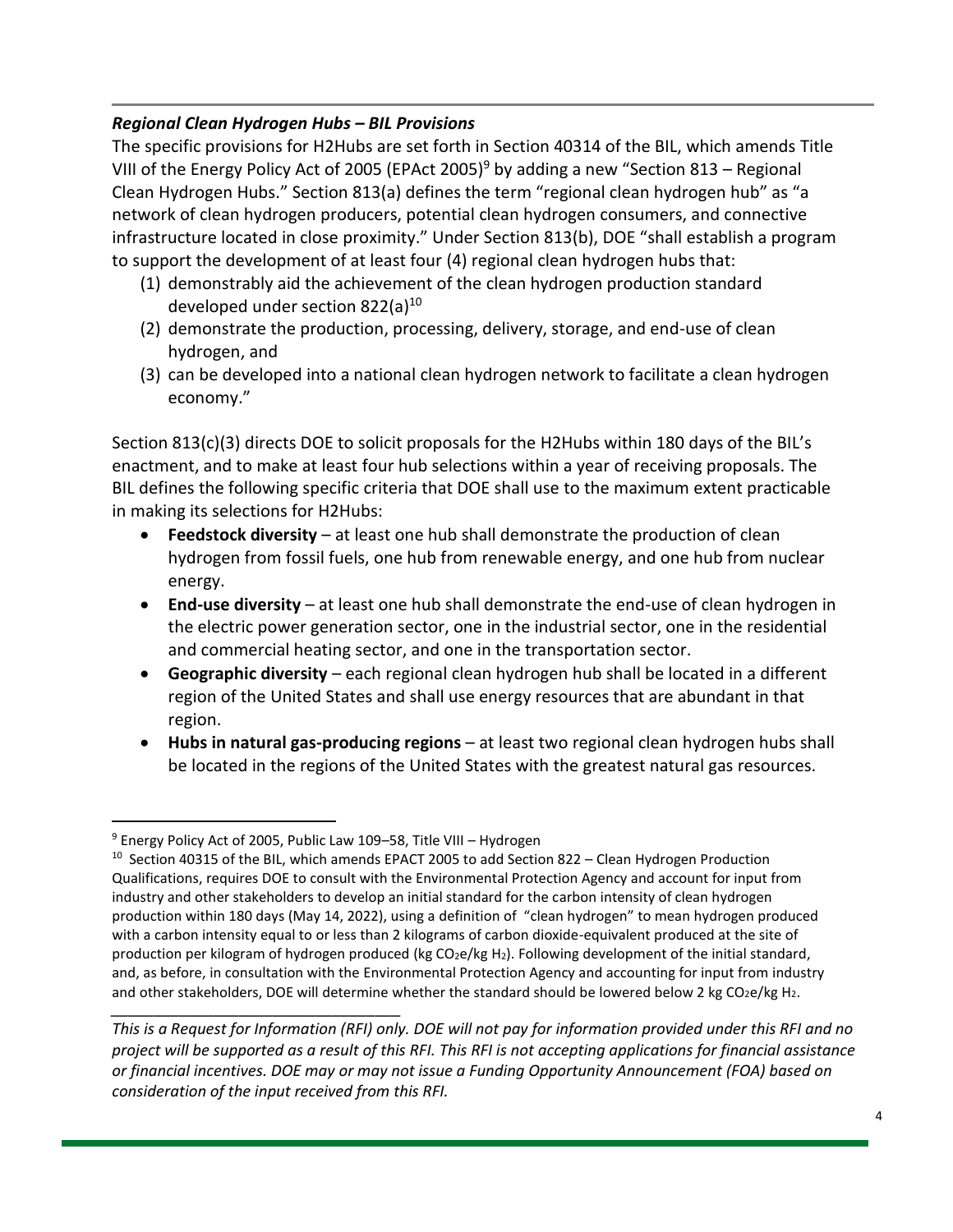***Regional Clean Hydrogen Hubs – BIL Provisions***

The specific provisions for H2Hubs are set forth in Section 40314 of the BIL, which amends Title VIII of the Energy Policy Act of 2005 (EPAct 2005)[9] by adding a new "Section 813 – Regional Clean Hydrogen Hubs." Section 813(a) defines the term "regional clean hydrogen hub" as "a network of clean hydrogen producers, potential clean hydrogen consumers, and connective infrastructure located in close proximity." Under Section 813(b), DOE "shall establish a program to support the development of at least four (4) regional clean hydrogen hubs that:

(1) demonstrably aid the achievement of the clean hydrogen production standard developed under section 822(a)[10]
(2) demonstrate the production, processing, delivery, storage, and end-use of clean hydrogen, and
(3) can be developed into a national clean hydrogen network to facilitate a clean hydrogen economy."

Section 813(c)(3) directs DOE to solicit proposals for the H2Hubs within 180 days of the BIL's enactment, and to make at least four hub selections within a year of receiving proposals. The BIL defines the following specific criteria that DOE shall use to the maximum extent practicable in making its selections for H2Hubs:

- **Feedstock diversity** – at least one hub shall demonstrate the production of clean hydrogen from fossil fuels, one hub from renewable energy, and one hub from nuclear energy.
- **End-use diversity** – at least one hub shall demonstrate the end-use of clean hydrogen in the electric power generation sector, one in the industrial sector, one in the residential and commercial heating sector, and one in the transportation sector.
- **Geographic diversity** – each regional clean hydrogen hub shall be located in a different region of the United States and shall use energy resources that are abundant in that region.
- **Hubs in natural gas-producing regions** – at least two regional clean hydrogen hubs shall be located in the regions of the United States with the greatest natural gas resources.

---

[9] Energy Policy Act of 2005, Public Law 109–58, Title VIII – Hydrogen

[10] Section 40315 of the BIL, which amends EPACT 2005 to add Section 822 – Clean Hydrogen Production Qualifications, requires DOE to consult with the Environmental Protection Agency and account for input from industry and other stakeholders to develop an initial standard for the carbon intensity of clean hydrogen production within 180 days (May 14, 2022), using a definition of "clean hydrogen" to mean hydrogen produced with a carbon intensity equal to or less than 2 kilograms of carbon dioxide-equivalent produced at the site of production per kilogram of hydrogen produced (kg $CO_2e$/kg $H_2$). Following development of the initial standard, and, as before, in consultation with the Environmental Protection Agency and accounting for input from industry and other stakeholders, DOE will determine whether the standard should be lowered below 2 kg $CO_2e$/kg $H_2$.

*This is a Request for Information (RFI) only. DOE will not pay for information provided under this RFI and no project will be supported as a result of this RFI. This RFI is not accepting applications for financial assistance or financial incentives. DOE may or may not issue a Funding Opportunity Announcement (FOA) based on consideration of the input received from this RFI.*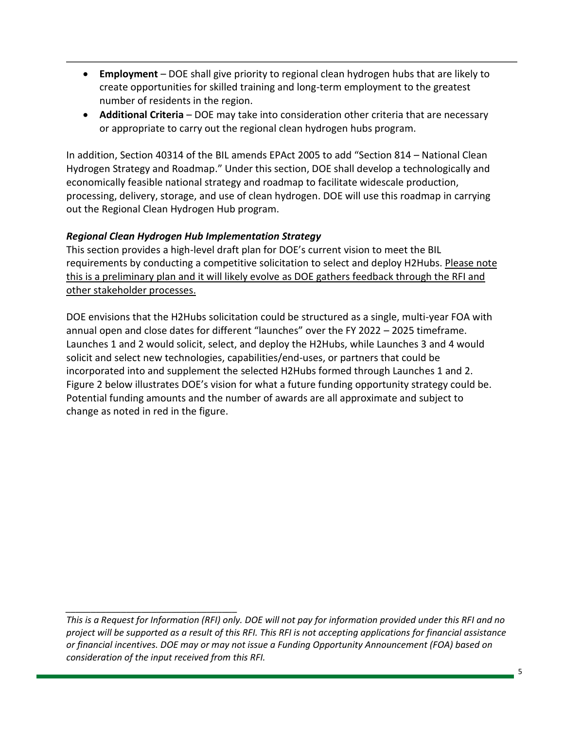- **Employment** – DOE shall give priority to regional clean hydrogen hubs that are likely to create opportunities for skilled training and long-term employment to the greatest number of residents in the region.
- **Additional Criteria** – DOE may take into consideration other criteria that are necessary or appropriate to carry out the regional clean hydrogen hubs program.

In addition, Section 40314 of the BIL amends EPAct 2005 to add "Section 814 – National Clean Hydrogen Strategy and Roadmap." Under this section, DOE shall develop a technologically and economically feasible national strategy and roadmap to facilitate widescale production, processing, delivery, storage, and use of clean hydrogen. DOE will use this roadmap in carrying out the Regional Clean Hydrogen Hub program.

***Regional Clean Hydrogen Hub Implementation Strategy***

This section provides a high-level draft plan for DOE's current vision to meet the BIL requirements by conducting a competitive solicitation to select and deploy H2Hubs. Please note this is a preliminary plan and it will likely evolve as DOE gathers feedback through the RFI and other stakeholder processes.

DOE envisions that the H2Hubs solicitation could be structured as a single, multi-year FOA with annual open and close dates for different "launches" over the FY 2022 – 2025 timeframe. Launches 1 and 2 would solicit, select, and deploy the H2Hubs, while Launches 3 and 4 would solicit and select new technologies, capabilities/end-uses, or partners that could be incorporated into and supplement the selected H2Hubs formed through Launches 1 and 2. Figure 2 below illustrates DOE's vision for what a future funding opportunity strategy could be. Potential funding amounts and the number of awards are all approximate and subject to change as noted in red in the figure.

---

*This is a Request for Information (RFI) only. DOE will not pay for information provided under this RFI and no project will be supported as a result of this RFI. This RFI is not accepting applications for financial assistance or financial incentives. DOE may or may not issue a Funding Opportunity Announcement (FOA) based on consideration of the input received from this RFI.*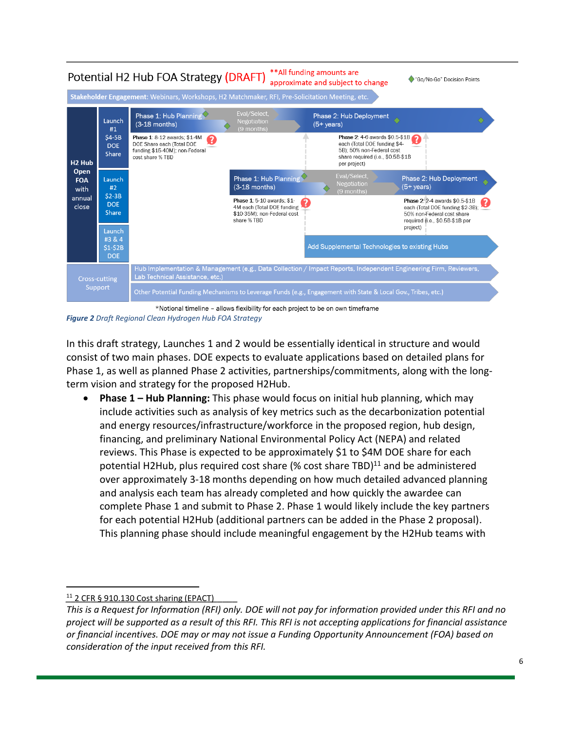Potential H2 Hub FOA Strategy (DRAFT) **All funding amounts are approximate and subject to change

◆ "Go/No-Go" Decision Points

**Stakeholder Engagement:** Webinars, Workshops, H2 Matchmaker, RFI, Pre-Solicitation Meeting, etc.

**H2 Hub Open FOA with annual close**

Launch #1 $4-5B DOE Share

- Phase 1: Hub Planning (3-18 months) → Eval/Select, Negotiation (9 months) → Phase 2: Hub Deployment (5+ years)
- **Phase 1**: 8-12 awards; $1-4M DOE Share each (Total DOE funding $15-40M); non-Federal cost share % TBD
- **Phase 2**: 4-6 awards $0.5-$1B each (Total DOE funding $4-5B); 50% non-Federal cost share required (i.e., $0.5B-$1B per project)

Launch #2 $2-3B DOE Share

- Phase 1: Hub Planning (3-18 months) → Eval/Select, Negotiation (9 months) → Phase 2: Hub Deployment (5+ years)
- **Phase 1**: 5-10 awards; $1-4M each (Total DOE funding $10-35M); non-Federal cost share % TBD
- **Phase 2**: 2-4 awards $0.5-$1B each (Total DOE funding $2-3B); 50% non-Federal cost share required (i.e., $0.5B-$1B per project)

Launch #3 & 4 $1-$2B DOE

- Add Supplemental Technologies to existing Hubs

Cross-cutting Support

- Hub Implementation & Management (e.g., Data Collection / Impact Reports, Independent Engineering Firm, Reviewers, Lab Technical Assistance, etc.)
- Other Potential Funding Mechanisms to Leverage Funds (e.g., Engagement with State & Local Gov., Tribes, etc.)

*Notional timeline – allows flexibility for each project to be on own timeframe

***Figure 2*** *Draft Regional Clean Hydrogen Hub FOA Strategy*

In this draft strategy, Launches 1 and 2 would be essentially identical in structure and would consist of two main phases. DOE expects to evaluate applications based on detailed plans for Phase 1, as well as planned Phase 2 activities, partnerships/commitments, along with the long-term vision and strategy for the proposed H2Hub.

- **Phase 1 – Hub Planning:** This phase would focus on initial hub planning, which may include activities such as analysis of key metrics such as the decarbonization potential and energy resources/infrastructure/workforce in the proposed region, hub design, financing, and preliminary National Environmental Policy Act (NEPA) and related reviews. This Phase is expected to be approximately $1 to $4M DOE share for each potential H2Hub, plus required cost share (% cost share TBD)[11] and be administered over approximately 3-18 months depending on how much detailed advanced planning and analysis each team has already completed and how quickly the awardee can complete Phase 1 and submit to Phase 2. Phase 1 would likely include the key partners for each potential H2Hub (additional partners can be added in the Phase 2 proposal). This planning phase should include meaningful engagement by the H2Hub teams with

[11] 2 CFR § 910.130 Cost sharing (EPACT)

*This is a Request for Information (RFI) only. DOE will not pay for information provided under this RFI and no project will be supported as a result of this RFI. This RFI is not accepting applications for financial assistance or financial incentives. DOE may or may not issue a Funding Opportunity Announcement (FOA) based on consideration of the input received from this RFI.*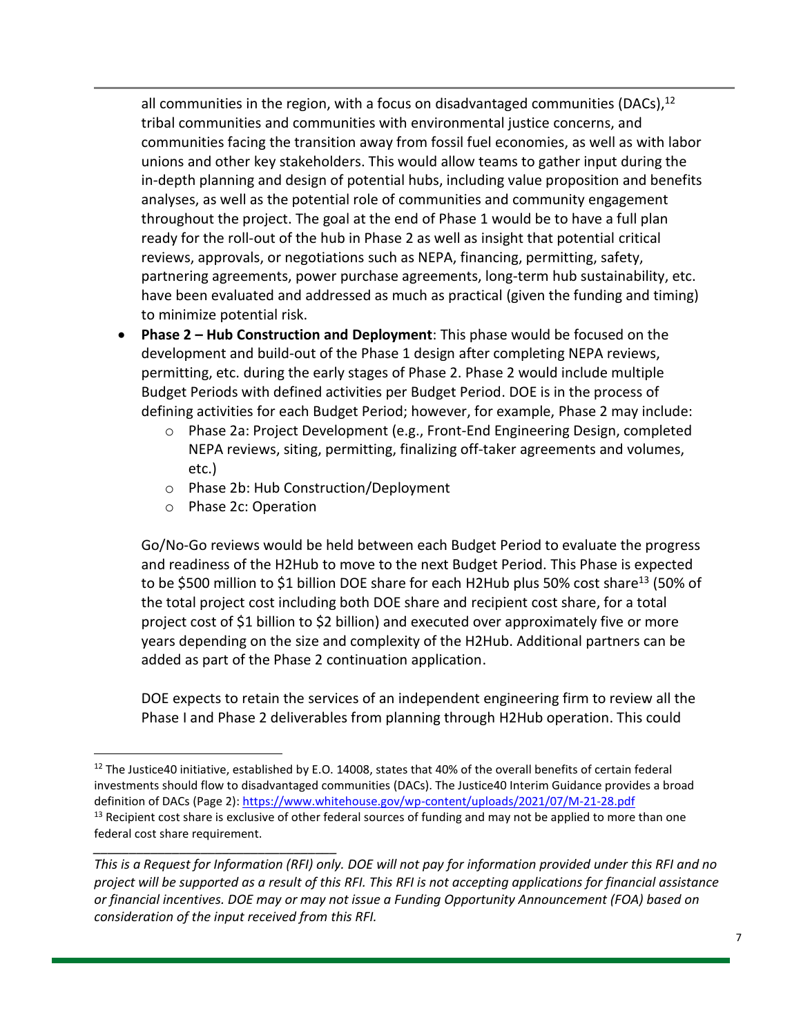all communities in the region, with a focus on disadvantaged communities (DACs),[12] tribal communities and communities with environmental justice concerns, and communities facing the transition away from fossil fuel economies, as well as with labor unions and other key stakeholders. This would allow teams to gather input during the in-depth planning and design of potential hubs, including value proposition and benefits analyses, as well as the potential role of communities and community engagement throughout the project. The goal at the end of Phase 1 would be to have a full plan ready for the roll-out of the hub in Phase 2 as well as insight that potential critical reviews, approvals, or negotiations such as NEPA, financing, permitting, safety, partnering agreements, power purchase agreements, long-term hub sustainability, etc. have been evaluated and addressed as much as practical (given the funding and timing) to minimize potential risk.

- **Phase 2 – Hub Construction and Deployment**: This phase would be focused on the development and build-out of the Phase 1 design after completing NEPA reviews, permitting, etc. during the early stages of Phase 2. Phase 2 would include multiple Budget Periods with defined activities per Budget Period. DOE is in the process of defining activities for each Budget Period; however, for example, Phase 2 may include:
    - Phase 2a: Project Development (e.g., Front-End Engineering Design, completed NEPA reviews, siting, permitting, finalizing off-taker agreements and volumes, etc.)
    - Phase 2b: Hub Construction/Deployment
    - Phase 2c: Operation

  Go/No-Go reviews would be held between each Budget Period to evaluate the progress and readiness of the H2Hub to move to the next Budget Period. This Phase is expected to be $500 million to $1 billion DOE share for each H2Hub plus 50% cost share[13] (50% of the total project cost including both DOE share and recipient cost share, for a total project cost of $1 billion to $2 billion) and executed over approximately five or more years depending on the size and complexity of the H2Hub. Additional partners can be added as part of the Phase 2 continuation application.

  DOE expects to retain the services of an independent engineering firm to review all the Phase I and Phase 2 deliverables from planning through H2Hub operation. This could

[12] The Justice40 initiative, established by E.O. 14008, states that 40% of the overall benefits of certain federal investments should flow to disadvantaged communities (DACs). The Justice40 Interim Guidance provides a broad definition of DACs (Page 2): https://www.whitehouse.gov/wp-content/uploads/2021/07/M-21-28.pdf

[13] Recipient cost share is exclusive of other federal sources of funding and may not be applied to more than one federal cost share requirement.

*This is a Request for Information (RFI) only. DOE will not pay for information provided under this RFI and no project will be supported as a result of this RFI. This RFI is not accepting applications for financial assistance or financial incentives. DOE may or may not issue a Funding Opportunity Announcement (FOA) based on consideration of the input received from this RFI.*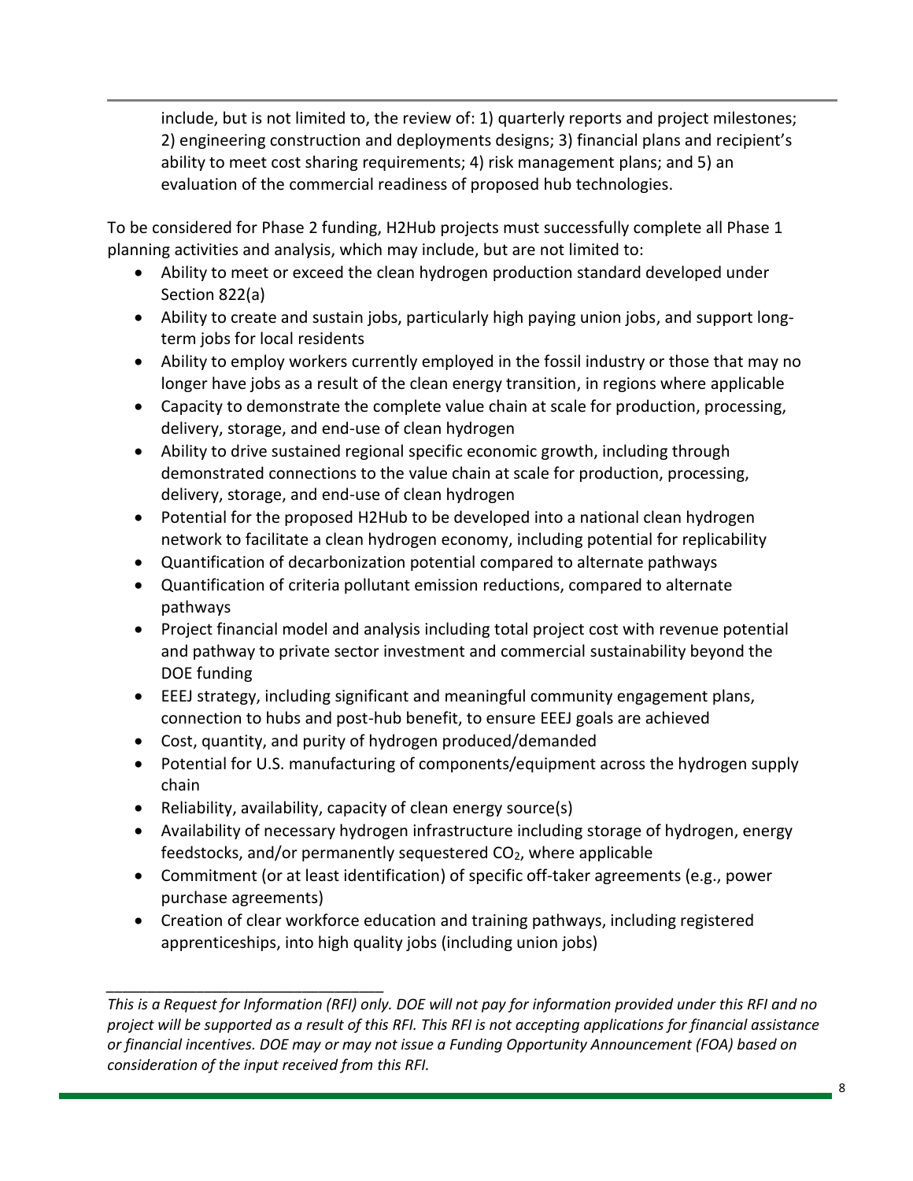include, but is not limited to, the review of: 1) quarterly reports and project milestones; 2) engineering construction and deployments designs; 3) financial plans and recipient's ability to meet cost sharing requirements; 4) risk management plans; and 5) an evaluation of the commercial readiness of proposed hub technologies.

To be considered for Phase 2 funding, H2Hub projects must successfully complete all Phase 1 planning activities and analysis, which may include, but are not limited to:

- Ability to meet or exceed the clean hydrogen production standard developed under Section 822(a)
- Ability to create and sustain jobs, particularly high paying union jobs, and support long-term jobs for local residents
- Ability to employ workers currently employed in the fossil industry or those that may no longer have jobs as a result of the clean energy transition, in regions where applicable
- Capacity to demonstrate the complete value chain at scale for production, processing, delivery, storage, and end-use of clean hydrogen
- Ability to drive sustained regional specific economic growth, including through demonstrated connections to the value chain at scale for production, processing, delivery, storage, and end-use of clean hydrogen
- Potential for the proposed H2Hub to be developed into a national clean hydrogen network to facilitate a clean hydrogen economy, including potential for replicability
- Quantification of decarbonization potential compared to alternate pathways
- Quantification of criteria pollutant emission reductions, compared to alternate pathways
- Project financial model and analysis including total project cost with revenue potential and pathway to private sector investment and commercial sustainability beyond the DOE funding
- EEEJ strategy, including significant and meaningful community engagement plans, connection to hubs and post-hub benefit, to ensure EEEJ goals are achieved
- Cost, quantity, and purity of hydrogen produced/demanded
- Potential for U.S. manufacturing of components/equipment across the hydrogen supply chain
- Reliability, availability, capacity of clean energy source(s)
- Availability of necessary hydrogen infrastructure including storage of hydrogen, energy feedstocks, and/or permanently sequestered $CO_2$, where applicable
- Commitment (or at least identification) of specific off-taker agreements (e.g., power purchase agreements)
- Creation of clear workforce education and training pathways, including registered apprenticeships, into high quality jobs (including union jobs)

*This is a Request for Information (RFI) only. DOE will not pay for information provided under this RFI and no project will be supported as a result of this RFI. This RFI is not accepting applications for financial assistance or financial incentives. DOE may or may not issue a Funding Opportunity Announcement (FOA) based on consideration of the input received from this RFI.*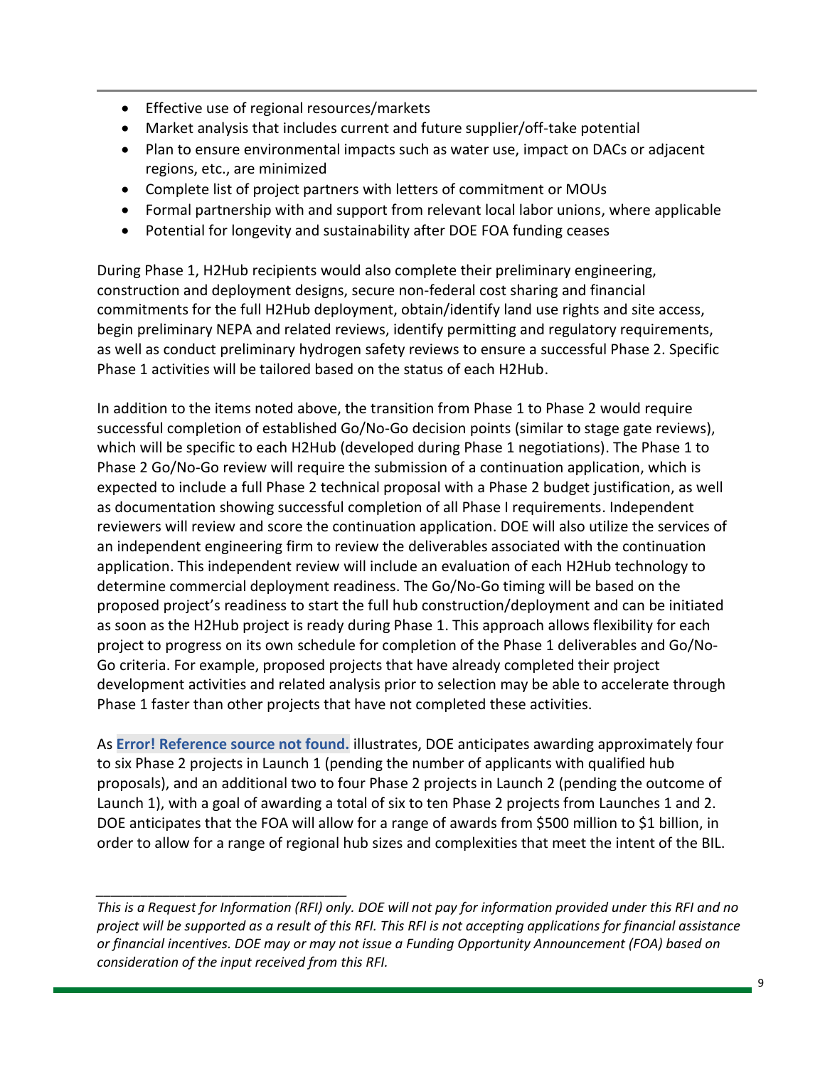- Effective use of regional resources/markets
- Market analysis that includes current and future supplier/off-take potential
- Plan to ensure environmental impacts such as water use, impact on DACs or adjacent regions, etc., are minimized
- Complete list of project partners with letters of commitment or MOUs
- Formal partnership with and support from relevant local labor unions, where applicable
- Potential for longevity and sustainability after DOE FOA funding ceases

During Phase 1, H2Hub recipients would also complete their preliminary engineering, construction and deployment designs, secure non-federal cost sharing and financial commitments for the full H2Hub deployment, obtain/identify land use rights and site access, begin preliminary NEPA and related reviews, identify permitting and regulatory requirements, as well as conduct preliminary hydrogen safety reviews to ensure a successful Phase 2. Specific Phase 1 activities will be tailored based on the status of each H2Hub.

In addition to the items noted above, the transition from Phase 1 to Phase 2 would require successful completion of established Go/No-Go decision points (similar to stage gate reviews), which will be specific to each H2Hub (developed during Phase 1 negotiations). The Phase 1 to Phase 2 Go/No-Go review will require the submission of a continuation application, which is expected to include a full Phase 2 technical proposal with a Phase 2 budget justification, as well as documentation showing successful completion of all Phase I requirements. Independent reviewers will review and score the continuation application. DOE will also utilize the services of an independent engineering firm to review the deliverables associated with the continuation application. This independent review will include an evaluation of each H2Hub technology to determine commercial deployment readiness. The Go/No-Go timing will be based on the proposed project's readiness to start the full hub construction/deployment and can be initiated as soon as the H2Hub project is ready during Phase 1. This approach allows flexibility for each project to progress on its own schedule for completion of the Phase 1 deliverables and Go/No-Go criteria. For example, proposed projects that have already completed their project development activities and related analysis prior to selection may be able to accelerate through Phase 1 faster than other projects that have not completed these activities.

As **Error! Reference source not found.** illustrates, DOE anticipates awarding approximately four to six Phase 2 projects in Launch 1 (pending the number of applicants with qualified hub proposals), and an additional two to four Phase 2 projects in Launch 2 (pending the outcome of Launch 1), with a goal of awarding a total of six to ten Phase 2 projects from Launches 1 and 2. DOE anticipates that the FOA will allow for a range of awards from $500 million to $1 billion, in order to allow for a range of regional hub sizes and complexities that meet the intent of the BIL.

*This is a Request for Information (RFI) only. DOE will not pay for information provided under this RFI and no project will be supported as a result of this RFI. This RFI is not accepting applications for financial assistance or financial incentives. DOE may or may not issue a Funding Opportunity Announcement (FOA) based on consideration of the input received from this RFI.*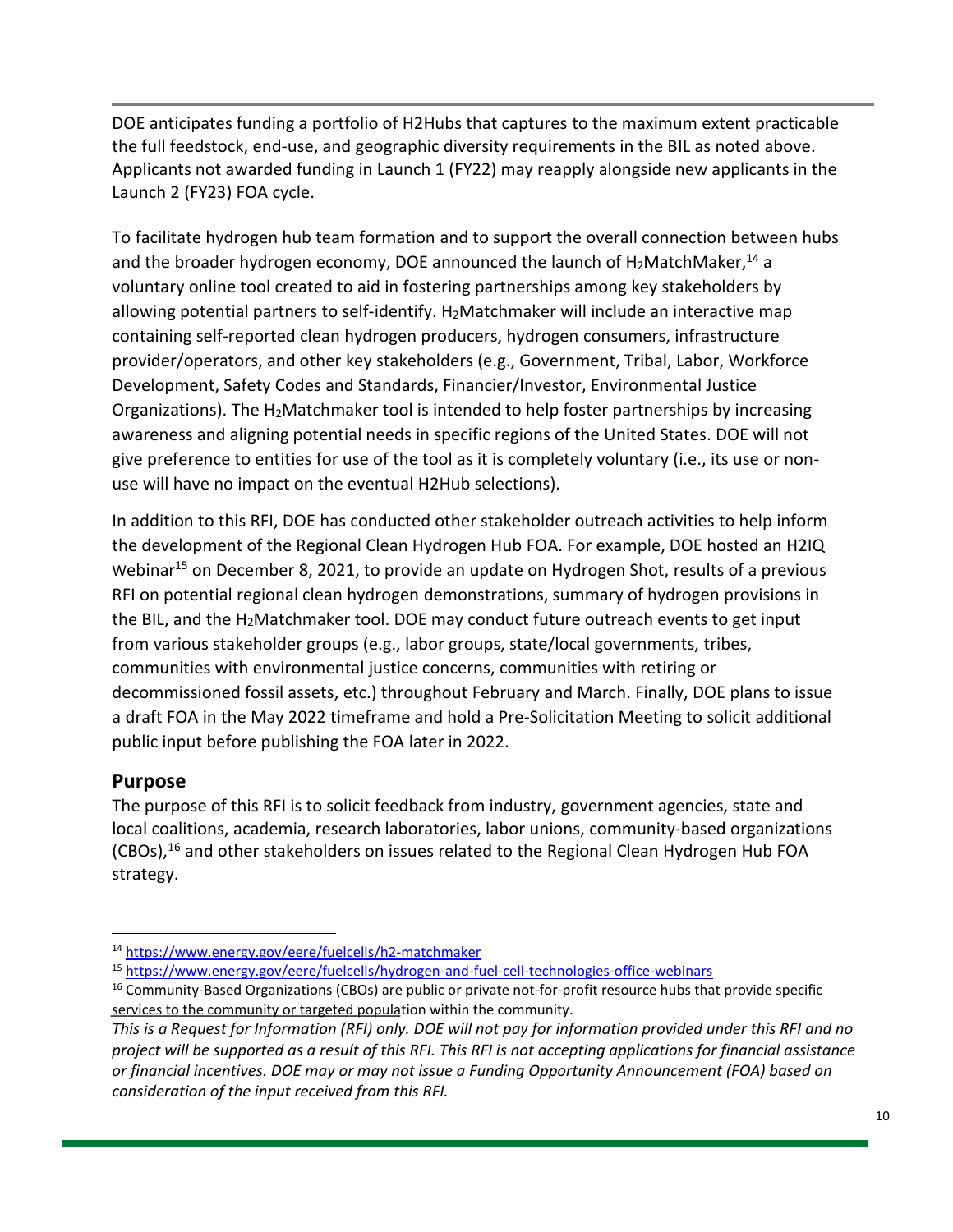DOE anticipates funding a portfolio of H2Hubs that captures to the maximum extent practicable the full feedstock, end-use, and geographic diversity requirements in the BIL as noted above. Applicants not awarded funding in Launch 1 (FY22) may reapply alongside new applicants in the Launch 2 (FY23) FOA cycle.

To facilitate hydrogen hub team formation and to support the overall connection between hubs and the broader hydrogen economy, DOE announced the launch of $H_2$MatchMaker,[14] a voluntary online tool created to aid in fostering partnerships among key stakeholders by allowing potential partners to self-identify. $H_2$Matchmaker will include an interactive map containing self-reported clean hydrogen producers, hydrogen consumers, infrastructure provider/operators, and other key stakeholders (e.g., Government, Tribal, Labor, Workforce Development, Safety Codes and Standards, Financier/Investor, Environmental Justice Organizations). The $H_2$Matchmaker tool is intended to help foster partnerships by increasing awareness and aligning potential needs in specific regions of the United States. DOE will not give preference to entities for use of the tool as it is completely voluntary (i.e., its use or non-use will have no impact on the eventual H2Hub selections).

In addition to this RFI, DOE has conducted other stakeholder outreach activities to help inform the development of the Regional Clean Hydrogen Hub FOA. For example, DOE hosted an H2IQ Webinar[15] on December 8, 2021, to provide an update on Hydrogen Shot, results of a previous RFI on potential regional clean hydrogen demonstrations, summary of hydrogen provisions in the BIL, and the $H_2$Matchmaker tool. DOE may conduct future outreach events to get input from various stakeholder groups (e.g., labor groups, state/local governments, tribes, communities with environmental justice concerns, communities with retiring or decommissioned fossil assets, etc.) throughout February and March. Finally, DOE plans to issue a draft FOA in the May 2022 timeframe and hold a Pre-Solicitation Meeting to solicit additional public input before publishing the FOA later in 2022.

## Purpose

The purpose of this RFI is to solicit feedback from industry, government agencies, state and local coalitions, academia, research laboratories, labor unions, community-based organizations (CBOs),[16] and other stakeholders on issues related to the Regional Clean Hydrogen Hub FOA strategy.

---

[14] https://www.energy.gov/eere/fuelcells/h2-matchmaker

[15] https://www.energy.gov/eere/fuelcells/hydrogen-and-fuel-cell-technologies-office-webinars

[16] Community-Based Organizations (CBOs) are public or private not-for-profit resource hubs that provide specific services to the community or targeted population within the community.

*This is a Request for Information (RFI) only. DOE will not pay for information provided under this RFI and no project will be supported as a result of this RFI. This RFI is not accepting applications for financial assistance or financial incentives. DOE may or may not issue a Funding Opportunity Announcement (FOA) based on consideration of the input received from this RFI.*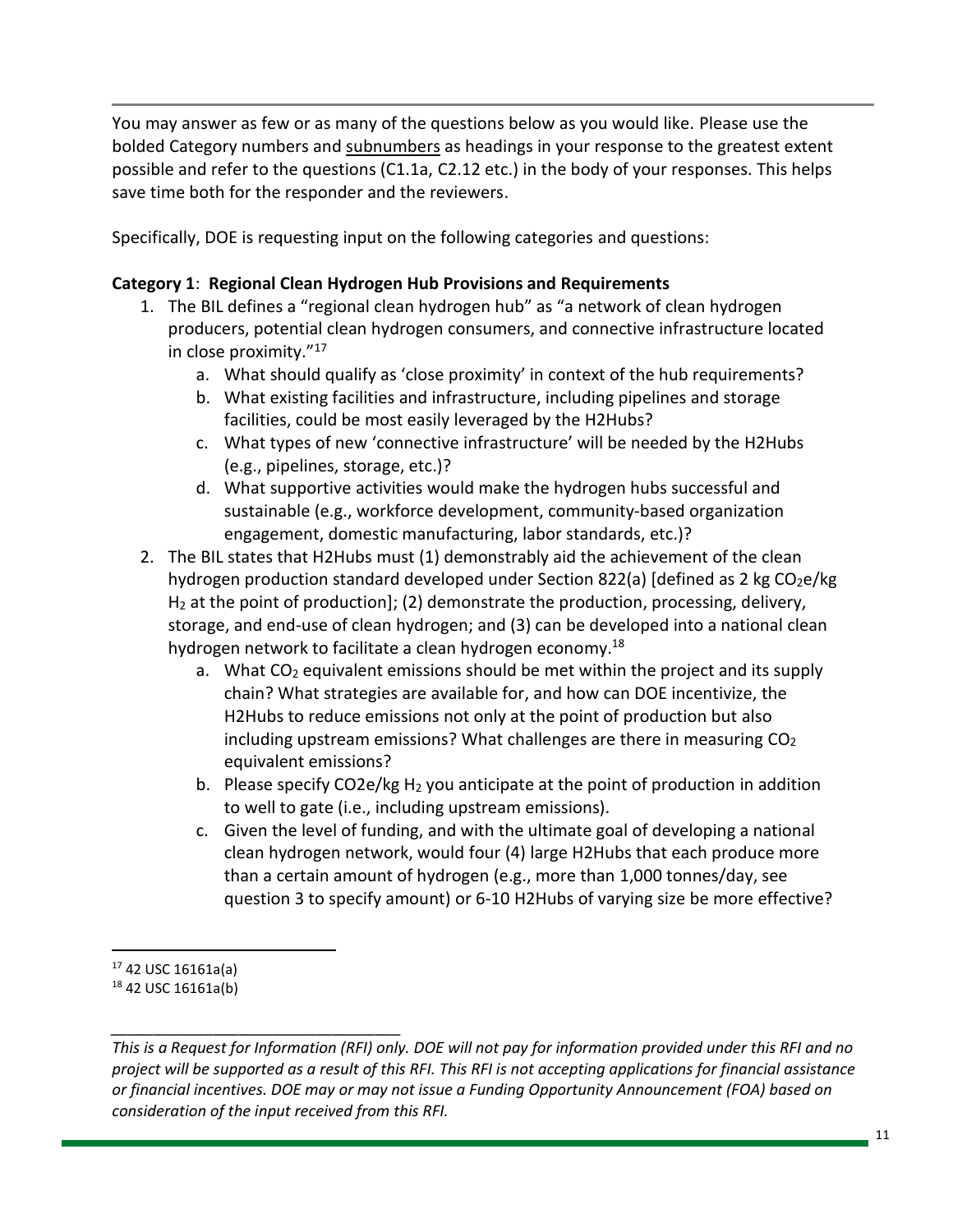You may answer as few or as many of the questions below as you would like. Please use the bolded Category numbers and <u>subnumbers</u> as headings in your response to the greatest extent possible and refer to the questions (C1.1a, C2.12 etc.) in the body of your responses. This helps save time both for the responder and the reviewers.

Specifically, DOE is requesting input on the following categories and questions:

**Category 1**: **Regional Clean Hydrogen Hub Provisions and Requirements**

1. The BIL defines a "regional clean hydrogen hub" as "a network of clean hydrogen producers, potential clean hydrogen consumers, and connective infrastructure located in close proximity."[17]
   a. What should qualify as 'close proximity' in context of the hub requirements?
   b. What existing facilities and infrastructure, including pipelines and storage facilities, could be most easily leveraged by the H2Hubs?
   c. What types of new 'connective infrastructure' will be needed by the H2Hubs (e.g., pipelines, storage, etc.)?
   d. What supportive activities would make the hydrogen hubs successful and sustainable (e.g., workforce development, community-based organization engagement, domestic manufacturing, labor standards, etc.)?
2. The BIL states that H2Hubs must (1) demonstrably aid the achievement of the clean hydrogen production standard developed under Section 822(a) [defined as 2 kg $CO_2$e/kg $H_2$ at the point of production]; (2) demonstrate the production, processing, delivery, storage, and end-use of clean hydrogen; and (3) can be developed into a national clean hydrogen network to facilitate a clean hydrogen economy.[18]
   a. What $CO_2$ equivalent emissions should be met within the project and its supply chain? What strategies are available for, and how can DOE incentivize, the H2Hubs to reduce emissions not only at the point of production but also including upstream emissions? What challenges are there in measuring $CO_2$ equivalent emissions?
   b. Please specify CO2e/kg $H_2$ you anticipate at the point of production in addition to well to gate (i.e., including upstream emissions).
   c. Given the level of funding, and with the ultimate goal of developing a national clean hydrogen network, would four (4) large H2Hubs that each produce more than a certain amount of hydrogen (e.g., more than 1,000 tonnes/day, see question 3 to specify amount) or 6-10 H2Hubs of varying size be more effective?

[17] 42 USC 16161a(a)
[18] 42 USC 16161a(b)

*This is a Request for Information (RFI) only. DOE will not pay for information provided under this RFI and no project will be supported as a result of this RFI. This RFI is not accepting applications for financial assistance or financial incentives. DOE may or may not issue a Funding Opportunity Announcement (FOA) based on consideration of the input received from this RFI.*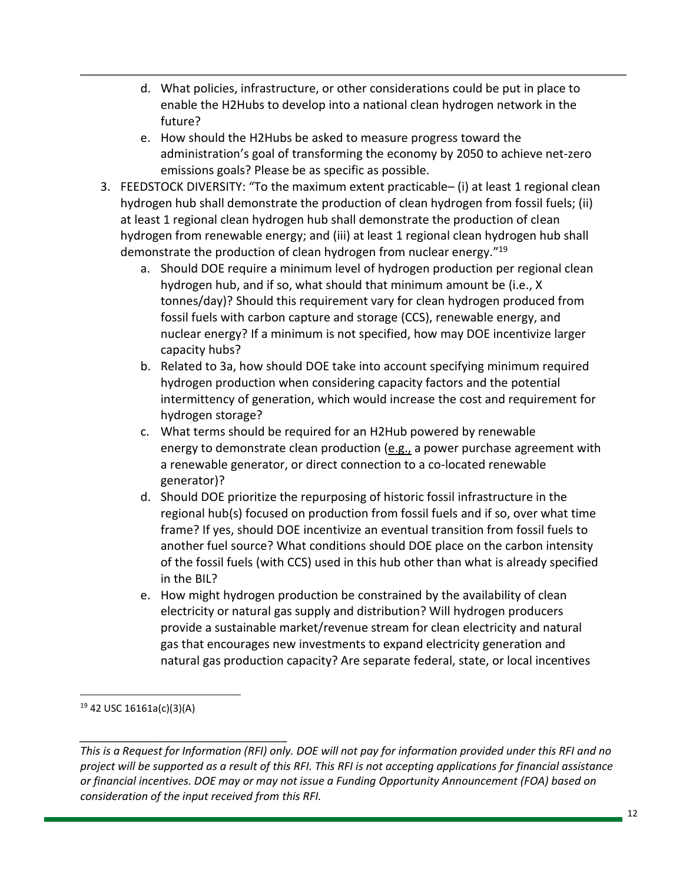d. What policies, infrastructure, or other considerations could be put in place to enable the H2Hubs to develop into a national clean hydrogen network in the future?
   e. How should the H2Hubs be asked to measure progress toward the administration's goal of transforming the economy by 2050 to achieve net-zero emissions goals? Please be as specific as possible.

3. FEEDSTOCK DIVERSITY: "To the maximum extent practicable– (i) at least 1 regional clean hydrogen hub shall demonstrate the production of clean hydrogen from fossil fuels; (ii) at least 1 regional clean hydrogen hub shall demonstrate the production of clean hydrogen from renewable energy; and (iii) at least 1 regional clean hydrogen hub shall demonstrate the production of clean hydrogen from nuclear energy."[19]
   a. Should DOE require a minimum level of hydrogen production per regional clean hydrogen hub, and if so, what should that minimum amount be (i.e., X tonnes/day)? Should this requirement vary for clean hydrogen produced from fossil fuels with carbon capture and storage (CCS), renewable energy, and nuclear energy? If a minimum is not specified, how may DOE incentivize larger capacity hubs?
   b. Related to 3a, how should DOE take into account specifying minimum required hydrogen production when considering capacity factors and the potential intermittency of generation, which would increase the cost and requirement for hydrogen storage?
   c. What terms should be required for an H2Hub powered by renewable energy to demonstrate clean production (e.g., a power purchase agreement with a renewable generator, or direct connection to a co-located renewable generator)?
   d. Should DOE prioritize the repurposing of historic fossil infrastructure in the regional hub(s) focused on production from fossil fuels and if so, over what time frame? If yes, should DOE incentivize an eventual transition from fossil fuels to another fuel source? What conditions should DOE place on the carbon intensity of the fossil fuels (with CCS) used in this hub other than what is already specified in the BIL?
   e. How might hydrogen production be constrained by the availability of clean electricity or natural gas supply and distribution? Will hydrogen producers provide a sustainable market/revenue stream for clean electricity and natural gas that encourages new investments to expand electricity generation and natural gas production capacity? Are separate federal, state, or local incentives

[19] 42 USC 16161a(c)(3)(A)

*This is a Request for Information (RFI) only. DOE will not pay for information provided under this RFI and no project will be supported as a result of this RFI. This RFI is not accepting applications for financial assistance or financial incentives. DOE may or may not issue a Funding Opportunity Announcement (FOA) based on consideration of the input received from this RFI.*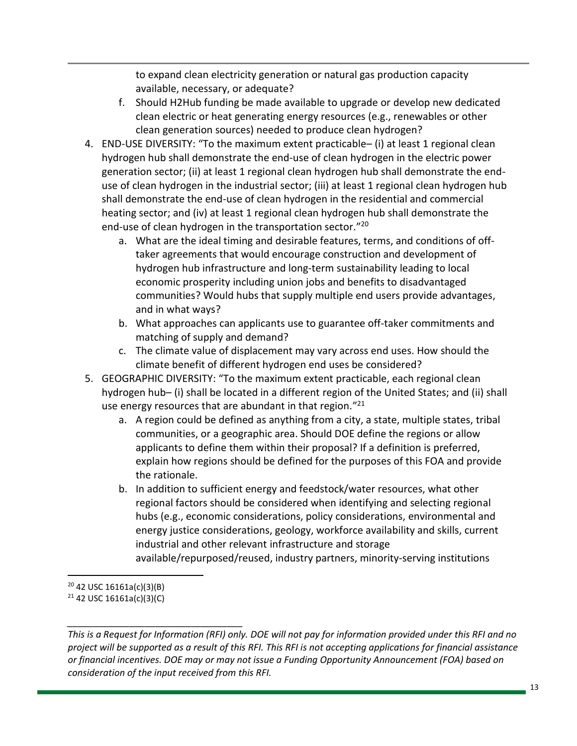to expand clean electricity generation or natural gas production capacity available, necessary, or adequate?

   f. Should H2Hub funding be made available to upgrade or develop new dedicated clean electric or heat generating energy resources (e.g., renewables or other clean generation sources) needed to produce clean hydrogen?

4. END-USE DIVERSITY: "To the maximum extent practicable– (i) at least 1 regional clean hydrogen hub shall demonstrate the end-use of clean hydrogen in the electric power generation sector; (ii) at least 1 regional clean hydrogen hub shall demonstrate the end-use of clean hydrogen in the industrial sector; (iii) at least 1 regional clean hydrogen hub shall demonstrate the end-use of clean hydrogen in the residential and commercial heating sector; and (iv) at least 1 regional clean hydrogen hub shall demonstrate the end-use of clean hydrogen in the transportation sector."[20]
   a. What are the ideal timing and desirable features, terms, and conditions of off-taker agreements that would encourage construction and development of hydrogen hub infrastructure and long-term sustainability leading to local economic prosperity including union jobs and benefits to disadvantaged communities? Would hubs that supply multiple end users provide advantages, and in what ways?
   b. What approaches can applicants use to guarantee off-taker commitments and matching of supply and demand?
   c. The climate value of displacement may vary across end uses. How should the climate benefit of different hydrogen end uses be considered?

5. GEOGRAPHIC DIVERSITY: "To the maximum extent practicable, each regional clean hydrogen hub– (i) shall be located in a different region of the United States; and (ii) shall use energy resources that are abundant in that region."[21]
   a. A region could be defined as anything from a city, a state, multiple states, tribal communities, or a geographic area. Should DOE define the regions or allow applicants to define them within their proposal? If a definition is preferred, explain how regions should be defined for the purposes of this FOA and provide the rationale.
   b. In addition to sufficient energy and feedstock/water resources, what other regional factors should be considered when identifying and selecting regional hubs (e.g., economic considerations, policy considerations, environmental and energy justice considerations, geology, workforce availability and skills, current industrial and other relevant infrastructure and storage available/repurposed/reused, industry partners, minority-serving institutions

---

[20] 42 USC 16161a(c)(3)(B)

[21] 42 USC 16161a(c)(3)(C)

*This is a Request for Information (RFI) only. DOE will not pay for information provided under this RFI and no project will be supported as a result of this RFI. This RFI is not accepting applications for financial assistance or financial incentives. DOE may or may not issue a Funding Opportunity Announcement (FOA) based on consideration of the input received from this RFI.*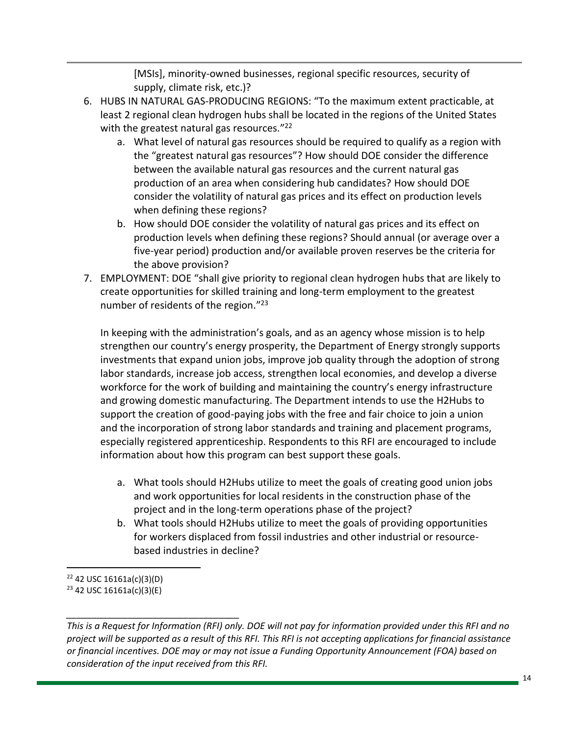[MSIs], minority-owned businesses, regional specific resources, security of supply, climate risk, etc.)?

6. HUBS IN NATURAL GAS-PRODUCING REGIONS: "To the maximum extent practicable, at least 2 regional clean hydrogen hubs shall be located in the regions of the United States with the greatest natural gas resources."[22]
    a. What level of natural gas resources should be required to qualify as a region with the "greatest natural gas resources"? How should DOE consider the difference between the available natural gas resources and the current natural gas production of an area when considering hub candidates? How should DOE consider the volatility of natural gas prices and its effect on production levels when defining these regions?
    b. How should DOE consider the volatility of natural gas prices and its effect on production levels when defining these regions? Should annual (or average over a five-year period) production and/or available proven reserves be the criteria for the above provision?
7. EMPLOYMENT: DOE "shall give priority to regional clean hydrogen hubs that are likely to create opportunities for skilled training and long-term employment to the greatest number of residents of the region."[23]

    In keeping with the administration's goals, and as an agency whose mission is to help strengthen our country's energy prosperity, the Department of Energy strongly supports investments that expand union jobs, improve job quality through the adoption of strong labor standards, increase job access, strengthen local economies, and develop a diverse workforce for the work of building and maintaining the country's energy infrastructure and growing domestic manufacturing. The Department intends to use the H2Hubs to support the creation of good-paying jobs with the free and fair choice to join a union and the incorporation of strong labor standards and training and placement programs, especially registered apprenticeship. Respondents to this RFI are encouraged to include information about how this program can best support these goals.

    a. What tools should H2Hubs utilize to meet the goals of creating good union jobs and work opportunities for local residents in the construction phase of the project and in the long-term operations phase of the project?
    b. What tools should H2Hubs utilize to meet the goals of providing opportunities for workers displaced from fossil industries and other industrial or resource-based industries in decline?

[22] 42 USC 16161a(c)(3)(D)
[23] 42 USC 16161a(c)(3)(E)

*This is a Request for Information (RFI) only. DOE will not pay for information provided under this RFI and no project will be supported as a result of this RFI. This RFI is not accepting applications for financial assistance or financial incentives. DOE may or may not issue a Funding Opportunity Announcement (FOA) based on consideration of the input received from this RFI.*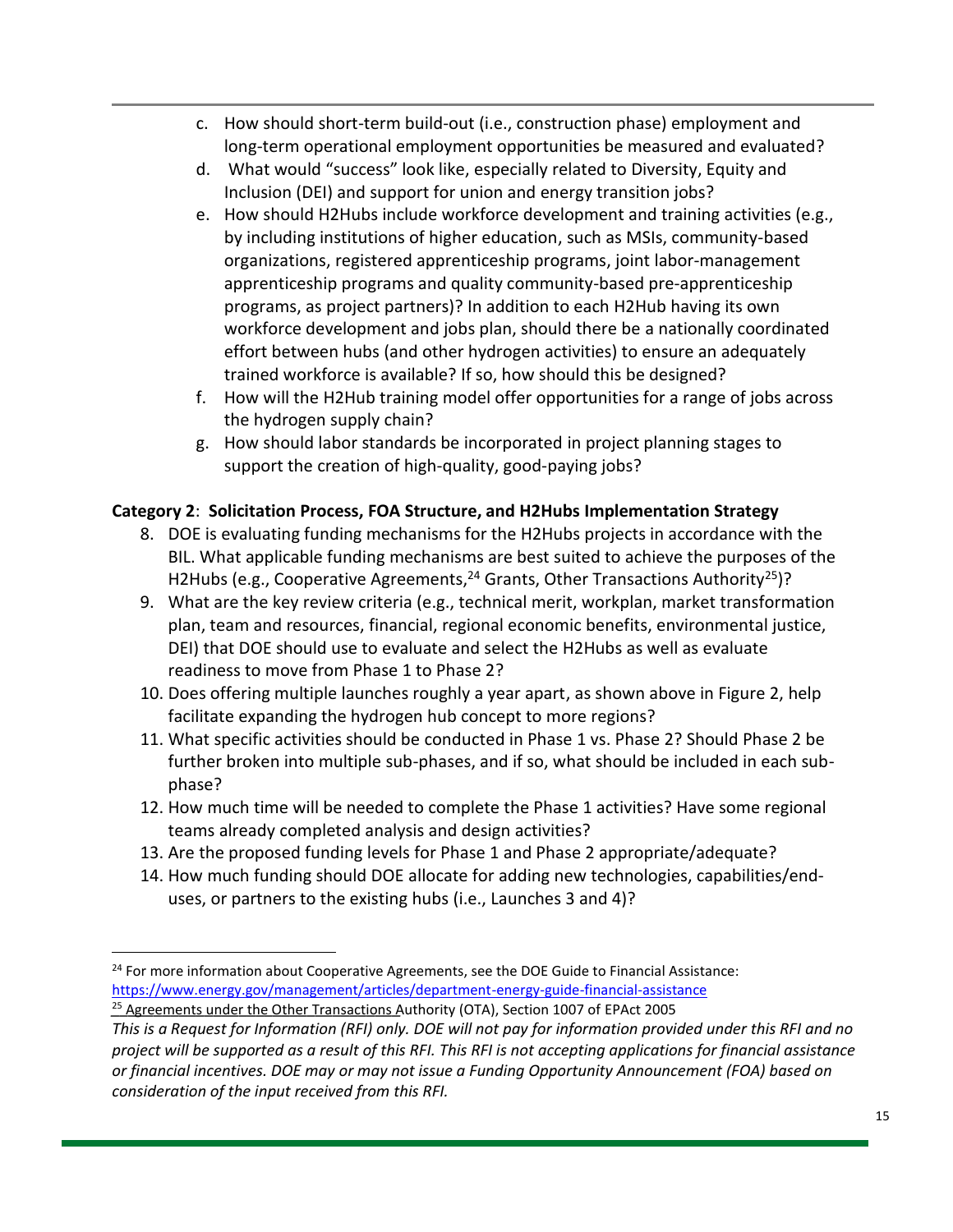c. How should short-term build-out (i.e., construction phase) employment and long-term operational employment opportunities be measured and evaluated?
d. What would "success" look like, especially related to Diversity, Equity and Inclusion (DEI) and support for union and energy transition jobs?
e. How should H2Hubs include workforce development and training activities (e.g., by including institutions of higher education, such as MSIs, community-based organizations, registered apprenticeship programs, joint labor-management apprenticeship programs and quality community-based pre-apprenticeship programs, as project partners)? In addition to each H2Hub having its own workforce development and jobs plan, should there be a nationally coordinated effort between hubs (and other hydrogen activities) to ensure an adequately trained workforce is available? If so, how should this be designed?
f. How will the H2Hub training model offer opportunities for a range of jobs across the hydrogen supply chain?
g. How should labor standards be incorporated in project planning stages to support the creation of high-quality, good-paying jobs?

**Category 2**: **Solicitation Process, FOA Structure, and H2Hubs Implementation Strategy**

8. DOE is evaluating funding mechanisms for the H2Hubs projects in accordance with the BIL. What applicable funding mechanisms are best suited to achieve the purposes of the H2Hubs (e.g., Cooperative Agreements,[24] Grants, Other Transactions Authority[25])?
9. What are the key review criteria (e.g., technical merit, workplan, market transformation plan, team and resources, financial, regional economic benefits, environmental justice, DEI) that DOE should use to evaluate and select the H2Hubs as well as evaluate readiness to move from Phase 1 to Phase 2?
10. Does offering multiple launches roughly a year apart, as shown above in Figure 2, help facilitate expanding the hydrogen hub concept to more regions?
11. What specific activities should be conducted in Phase 1 vs. Phase 2? Should Phase 2 be further broken into multiple sub-phases, and if so, what should be included in each sub-phase?
12. How much time will be needed to complete the Phase 1 activities? Have some regional teams already completed analysis and design activities?
13. Are the proposed funding levels for Phase 1 and Phase 2 appropriate/adequate?
14. How much funding should DOE allocate for adding new technologies, capabilities/end-uses, or partners to the existing hubs (i.e., Launches 3 and 4)?

[24] For more information about Cooperative Agreements, see the DOE Guide to Financial Assistance: https://www.energy.gov/management/articles/department-energy-guide-financial-assistance

[25] Agreements under the Other Transactions Authority (OTA), Section 1007 of EPAct 2005

*This is a Request for Information (RFI) only. DOE will not pay for information provided under this RFI and no project will be supported as a result of this RFI. This RFI is not accepting applications for financial assistance or financial incentives. DOE may or may not issue a Funding Opportunity Announcement (FOA) based on consideration of the input received from this RFI.*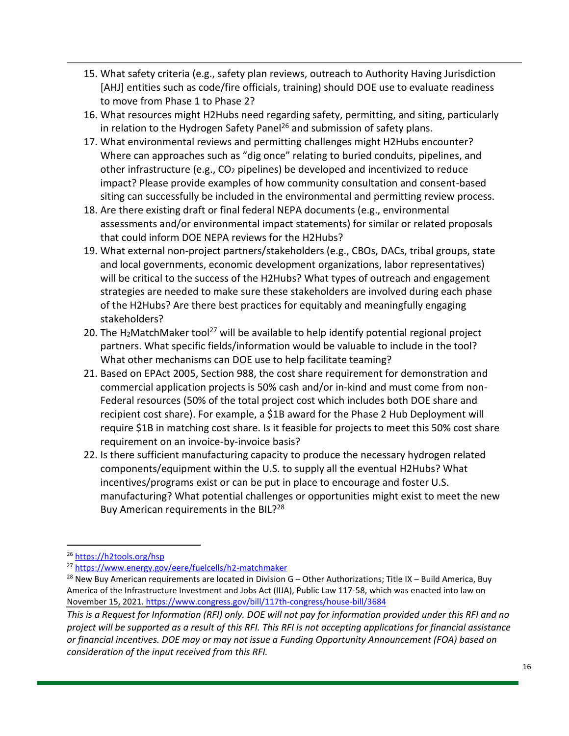15. What safety criteria (e.g., safety plan reviews, outreach to Authority Having Jurisdiction [AHJ] entities such as code/fire officials, training) should DOE use to evaluate readiness to move from Phase 1 to Phase 2?
16. What resources might H2Hubs need regarding safety, permitting, and siting, particularly in relation to the Hydrogen Safety Panel[26] and submission of safety plans.
17. What environmental reviews and permitting challenges might H2Hubs encounter? Where can approaches such as "dig once" relating to buried conduits, pipelines, and other infrastructure (e.g., $CO_2$ pipelines) be developed and incentivized to reduce impact? Please provide examples of how community consultation and consent-based siting can successfully be included in the environmental and permitting review process.
18. Are there existing draft or final federal NEPA documents (e.g., environmental assessments and/or environmental impact statements) for similar or related proposals that could inform DOE NEPA reviews for the H2Hubs?
19. What external non-project partners/stakeholders (e.g., CBOs, DACs, tribal groups, state and local governments, economic development organizations, labor representatives) will be critical to the success of the H2Hubs? What types of outreach and engagement strategies are needed to make sure these stakeholders are involved during each phase of the H2Hubs? Are there best practices for equitably and meaningfully engaging stakeholders?
20. The $H_2$MatchMaker tool[27] will be available to help identify potential regional project partners. What specific fields/information would be valuable to include in the tool? What other mechanisms can DOE use to help facilitate teaming?
21. Based on EPAct 2005, Section 988, the cost share requirement for demonstration and commercial application projects is 50% cash and/or in-kind and must come from non-Federal resources (50% of the total project cost which includes both DOE share and recipient cost share). For example, a $1B award for the Phase 2 Hub Deployment will require $1B in matching cost share. Is it feasible for projects to meet this 50% cost share requirement on an invoice-by-invoice basis?
22. Is there sufficient manufacturing capacity to produce the necessary hydrogen related components/equipment within the U.S. to supply all the eventual H2Hubs? What incentives/programs exist or can be put in place to encourage and foster U.S. manufacturing? What potential challenges or opportunities might exist to meet the new Buy American requirements in the BIL?[28]

---

[26] https://h2tools.org/hsp

[27] https://www.energy.gov/eere/fuelcells/h2-matchmaker

[28] New Buy American requirements are located in Division G – Other Authorizations; Title IX – Build America, Buy America of the Infrastructure Investment and Jobs Act (IIJA), Public Law 117-58, which was enacted into law on November 15, 2021. https://www.congress.gov/bill/117th-congress/house-bill/3684

*This is a Request for Information (RFI) only. DOE will not pay for information provided under this RFI and no project will be supported as a result of this RFI. This RFI is not accepting applications for financial assistance or financial incentives. DOE may or may not issue a Funding Opportunity Announcement (FOA) based on consideration of the input received from this RFI.*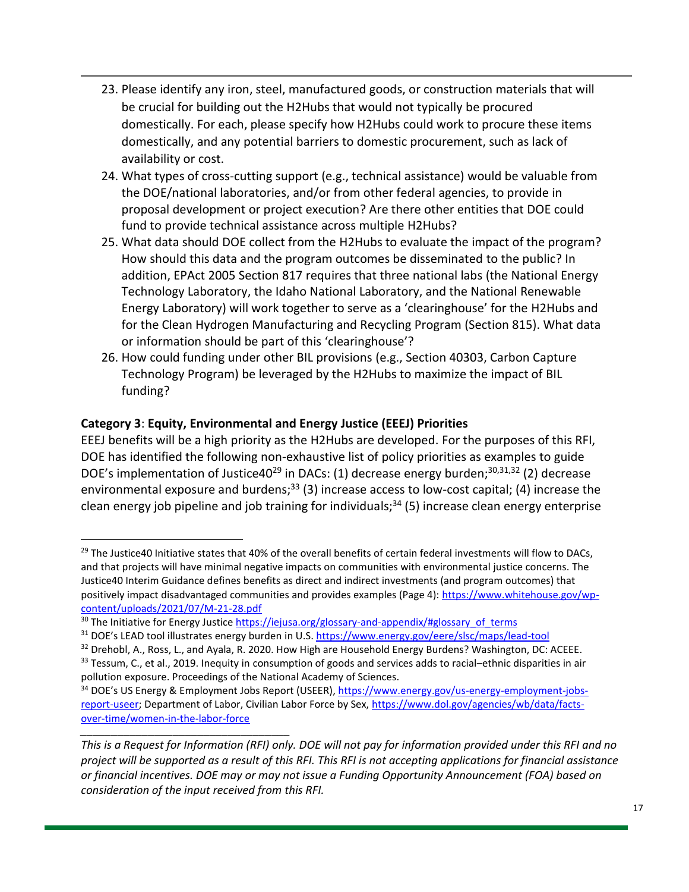23. Please identify any iron, steel, manufactured goods, or construction materials that will be crucial for building out the H2Hubs that would not typically be procured domestically. For each, please specify how H2Hubs could work to procure these items domestically, and any potential barriers to domestic procurement, such as lack of availability or cost.
24. What types of cross-cutting support (e.g., technical assistance) would be valuable from the DOE/national laboratories, and/or from other federal agencies, to provide in proposal development or project execution? Are there other entities that DOE could fund to provide technical assistance across multiple H2Hubs?
25. What data should DOE collect from the H2Hubs to evaluate the impact of the program? How should this data and the program outcomes be disseminated to the public? In addition, EPAct 2005 Section 817 requires that three national labs (the National Energy Technology Laboratory, the Idaho National Laboratory, and the National Renewable Energy Laboratory) will work together to serve as a 'clearinghouse' for the H2Hubs and for the Clean Hydrogen Manufacturing and Recycling Program (Section 815). What data or information should be part of this 'clearinghouse'?
26. How could funding under other BIL provisions (e.g., Section 40303, Carbon Capture Technology Program) be leveraged by the H2Hubs to maximize the impact of BIL funding?

**Category 3**: **Equity, Environmental and Energy Justice (EEEJ) Priorities**

EEEJ benefits will be a high priority as the H2Hubs are developed. For the purposes of this RFI, DOE has identified the following non-exhaustive list of policy priorities as examples to guide DOE's implementation of Justice40[29] in DACs: (1) decrease energy burden;[30,31,32] (2) decrease environmental exposure and burdens;[33] (3) increase access to low-cost capital; (4) increase the clean energy job pipeline and job training for individuals;[34] (5) increase clean energy enterprise

---

[29] The Justice40 Initiative states that 40% of the overall benefits of certain federal investments will flow to DACs, and that projects will have minimal negative impacts on communities with environmental justice concerns. The Justice40 Interim Guidance defines benefits as direct and indirect investments (and program outcomes) that positively impact disadvantaged communities and provides examples (Page 4): https://www.whitehouse.gov/wp-content/uploads/2021/07/M-21-28.pdf

[30] The Initiative for Energy Justice https://iejusa.org/glossary-and-appendix/#glossary_of_terms

[31] DOE's LEAD tool illustrates energy burden in U.S. https://www.energy.gov/eere/slsc/maps/lead-tool

[32] Drehobl, A., Ross, L., and Ayala, R. 2020. How High are Household Energy Burdens? Washington, DC: ACEEE.

[33] Tessum, C., et al., 2019. Inequity in consumption of goods and services adds to racial–ethnic disparities in air pollution exposure. Proceedings of the National Academy of Sciences.

[34] DOE's US Energy & Employment Jobs Report (USEER), https://www.energy.gov/us-energy-employment-jobs-report-useer; Department of Labor, Civilian Labor Force by Sex, https://www.dol.gov/agencies/wb/data/facts-over-time/women-in-the-labor-force

---

*This is a Request for Information (RFI) only. DOE will not pay for information provided under this RFI and no project will be supported as a result of this RFI. This RFI is not accepting applications for financial assistance or financial incentives. DOE may or may not issue a Funding Opportunity Announcement (FOA) based on consideration of the input received from this RFI.*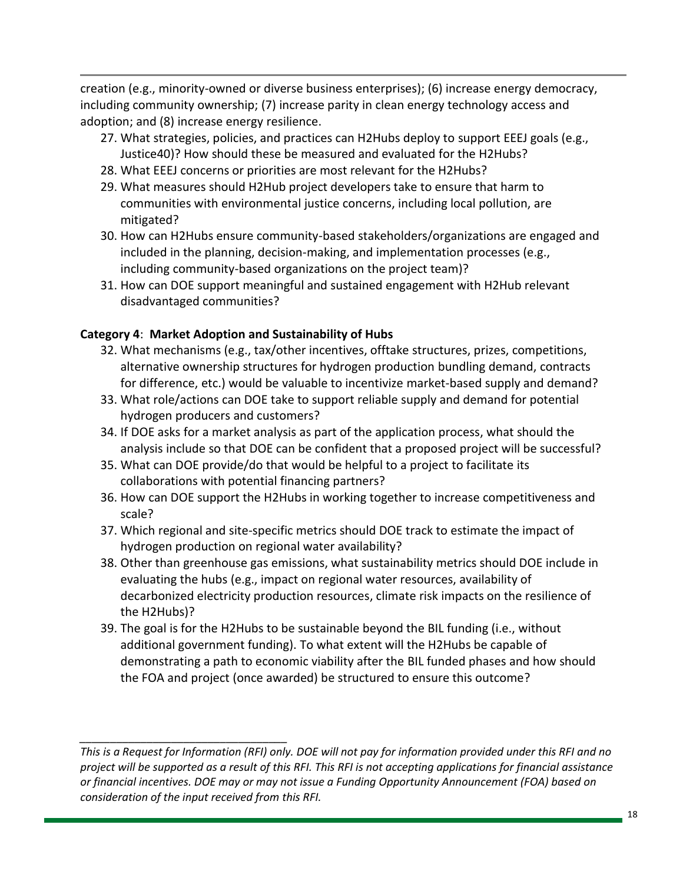creation (e.g., minority-owned or diverse business enterprises); (6) increase energy democracy, including community ownership; (7) increase parity in clean energy technology access and adoption; and (8) increase energy resilience.

27. What strategies, policies, and practices can H2Hubs deploy to support EEEJ goals (e.g., Justice40)? How should these be measured and evaluated for the H2Hubs?
28. What EEEJ concerns or priorities are most relevant for the H2Hubs?
29. What measures should H2Hub project developers take to ensure that harm to communities with environmental justice concerns, including local pollution, are mitigated?
30. How can H2Hubs ensure community-based stakeholders/organizations are engaged and included in the planning, decision-making, and implementation processes (e.g., including community-based organizations on the project team)?
31. How can DOE support meaningful and sustained engagement with H2Hub relevant disadvantaged communities?

**Category 4**: **Market Adoption and Sustainability of Hubs**

32. What mechanisms (e.g., tax/other incentives, offtake structures, prizes, competitions, alternative ownership structures for hydrogen production bundling demand, contracts for difference, etc.) would be valuable to incentivize market-based supply and demand?
33. What role/actions can DOE take to support reliable supply and demand for potential hydrogen producers and customers?
34. If DOE asks for a market analysis as part of the application process, what should the analysis include so that DOE can be confident that a proposed project will be successful?
35. What can DOE provide/do that would be helpful to a project to facilitate its collaborations with potential financing partners?
36. How can DOE support the H2Hubs in working together to increase competitiveness and scale?
37. Which regional and site-specific metrics should DOE track to estimate the impact of hydrogen production on regional water availability?
38. Other than greenhouse gas emissions, what sustainability metrics should DOE include in evaluating the hubs (e.g., impact on regional water resources, availability of decarbonized electricity production resources, climate risk impacts on the resilience of the H2Hubs)?
39. The goal is for the H2Hubs to be sustainable beyond the BIL funding (i.e., without additional government funding). To what extent will the H2Hubs be capable of demonstrating a path to economic viability after the BIL funded phases and how should the FOA and project (once awarded) be structured to ensure this outcome?

*This is a Request for Information (RFI) only. DOE will not pay for information provided under this RFI and no project will be supported as a result of this RFI. This RFI is not accepting applications for financial assistance or financial incentives. DOE may or may not issue a Funding Opportunity Announcement (FOA) based on consideration of the input received from this RFI.*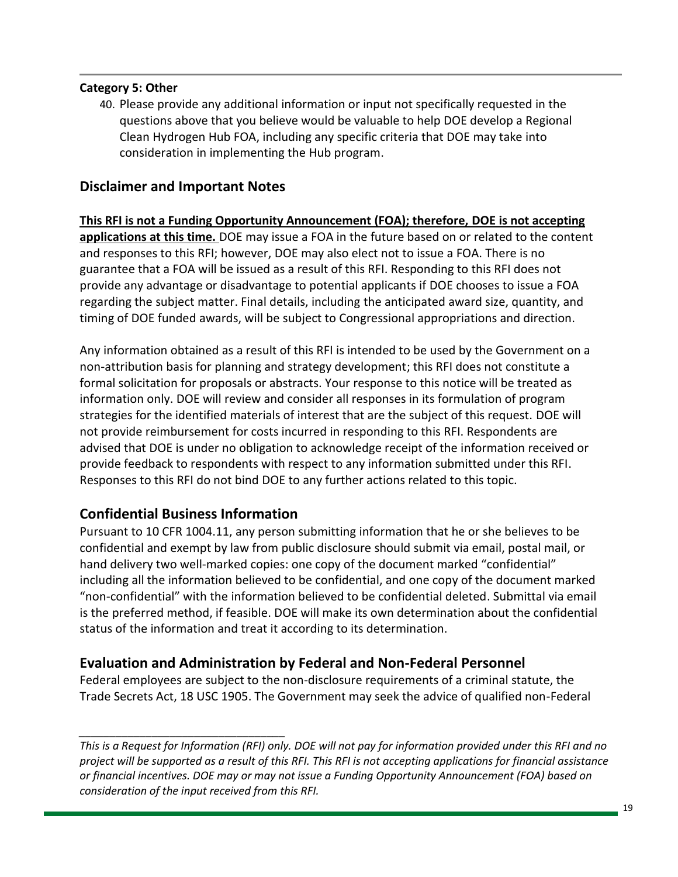**Category 5: Other**

40. Please provide any additional information or input not specifically requested in the questions above that you believe would be valuable to help DOE develop a Regional Clean Hydrogen Hub FOA, including any specific criteria that DOE may take into consideration in implementing the Hub program.

## Disclaimer and Important Notes

**This RFI is not a Funding Opportunity Announcement (FOA); therefore, DOE is not accepting applications at this time.** DOE may issue a FOA in the future based on or related to the content and responses to this RFI; however, DOE may also elect not to issue a FOA. There is no guarantee that a FOA will be issued as a result of this RFI. Responding to this RFI does not provide any advantage or disadvantage to potential applicants if DOE chooses to issue a FOA regarding the subject matter. Final details, including the anticipated award size, quantity, and timing of DOE funded awards, will be subject to Congressional appropriations and direction.

Any information obtained as a result of this RFI is intended to be used by the Government on a non-attribution basis for planning and strategy development; this RFI does not constitute a formal solicitation for proposals or abstracts. Your response to this notice will be treated as information only. DOE will review and consider all responses in its formulation of program strategies for the identified materials of interest that are the subject of this request. DOE will not provide reimbursement for costs incurred in responding to this RFI. Respondents are advised that DOE is under no obligation to acknowledge receipt of the information received or provide feedback to respondents with respect to any information submitted under this RFI. Responses to this RFI do not bind DOE to any further actions related to this topic.

## Confidential Business Information

Pursuant to 10 CFR 1004.11, any person submitting information that he or she believes to be confidential and exempt by law from public disclosure should submit via email, postal mail, or hand delivery two well-marked copies: one copy of the document marked "confidential" including all the information believed to be confidential, and one copy of the document marked "non-confidential" with the information believed to be confidential deleted. Submittal via email is the preferred method, if feasible. DOE will make its own determination about the confidential status of the information and treat it according to its determination.

## Evaluation and Administration by Federal and Non-Federal Personnel

Federal employees are subject to the non-disclosure requirements of a criminal statute, the Trade Secrets Act, 18 USC 1905. The Government may seek the advice of qualified non-Federal

---

*This is a Request for Information (RFI) only. DOE will not pay for information provided under this RFI and no project will be supported as a result of this RFI. This RFI is not accepting applications for financial assistance or financial incentives. DOE may or may not issue a Funding Opportunity Announcement (FOA) based on consideration of the input received from this RFI.*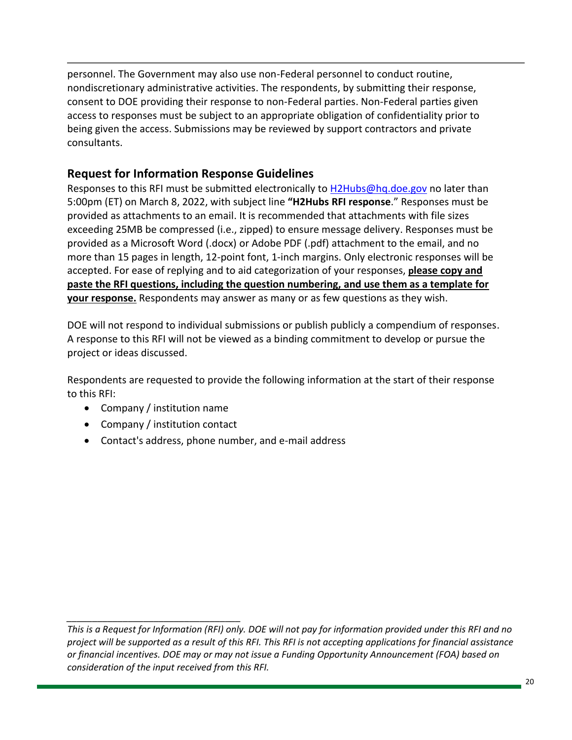personnel. The Government may also use non-Federal personnel to conduct routine, nondiscretionary administrative activities. The respondents, by submitting their response, consent to DOE providing their response to non-Federal parties. Non-Federal parties given access to responses must be subject to an appropriate obligation of confidentiality prior to being given the access. Submissions may be reviewed by support contractors and private consultants.

## Request for Information Response Guidelines

Responses to this RFI must be submitted electronically to H2Hubs@hq.doe.gov no later than 5:00pm (ET) on March 8, 2022, with subject line **"H2Hubs RFI response**." Responses must be provided as attachments to an email. It is recommended that attachments with file sizes exceeding 25MB be compressed (i.e., zipped) to ensure message delivery. Responses must be provided as a Microsoft Word (.docx) or Adobe PDF (.pdf) attachment to the email, and no more than 15 pages in length, 12-point font, 1-inch margins. Only electronic responses will be accepted. For ease of replying and to aid categorization of your responses, **please copy and paste the RFI questions, including the question numbering, and use them as a template for your response.** Respondents may answer as many or as few questions as they wish.

DOE will not respond to individual submissions or publish publicly a compendium of responses. A response to this RFI will not be viewed as a binding commitment to develop or pursue the project or ideas discussed.

Respondents are requested to provide the following information at the start of their response to this RFI:

- Company / institution name
- Company / institution contact
- Contact's address, phone number, and e-mail address

---

*This is a Request for Information (RFI) only. DOE will not pay for information provided under this RFI and no project will be supported as a result of this RFI. This RFI is not accepting applications for financial assistance or financial incentives. DOE may or may not issue a Funding Opportunity Announcement (FOA) based on consideration of the input received from this RFI.*